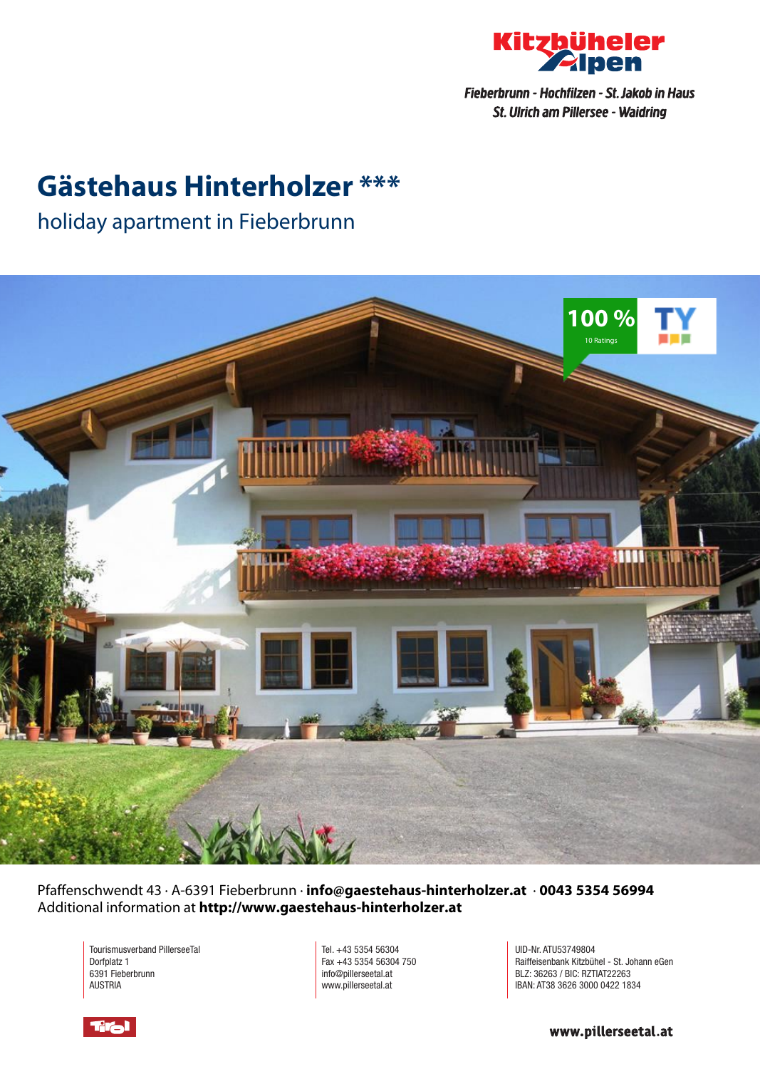Kitzbüheler Alpen

*Fieberbrunn - Hochfilzen - St. Jakob in Haus*
*St. Ulrich am Pillersee - Waidring*

# Gästehaus Hinterholzer ***

## holiday apartment in Fieberbrunn

100 % 10 Ratings TY

Pfaffenschwendt 43 · A-6391 Fieberbrunn · **info@gaestehaus-hinterholzer.at** · **0043 5354 56994**
Additional information at **http://www.gaestehaus-hinterholzer.at**

Tourismusverband PillerseeTal
Dorfplatz 1
6391 Fieberbrunn
AUSTRIA

Tel. +43 5354 56304
Fax +43 5354 56304 750
info@pillerseetal.at
www.pillerseetal.at

UID-Nr. ATU53749804
Raiffeisenbank Kitzbühel - St. Johann eGen
BLZ: 36263 / BIC: RZTIAT22263
IBAN: AT38 3626 3000 0422 1834

Tirol

**www.pillerseetal.at**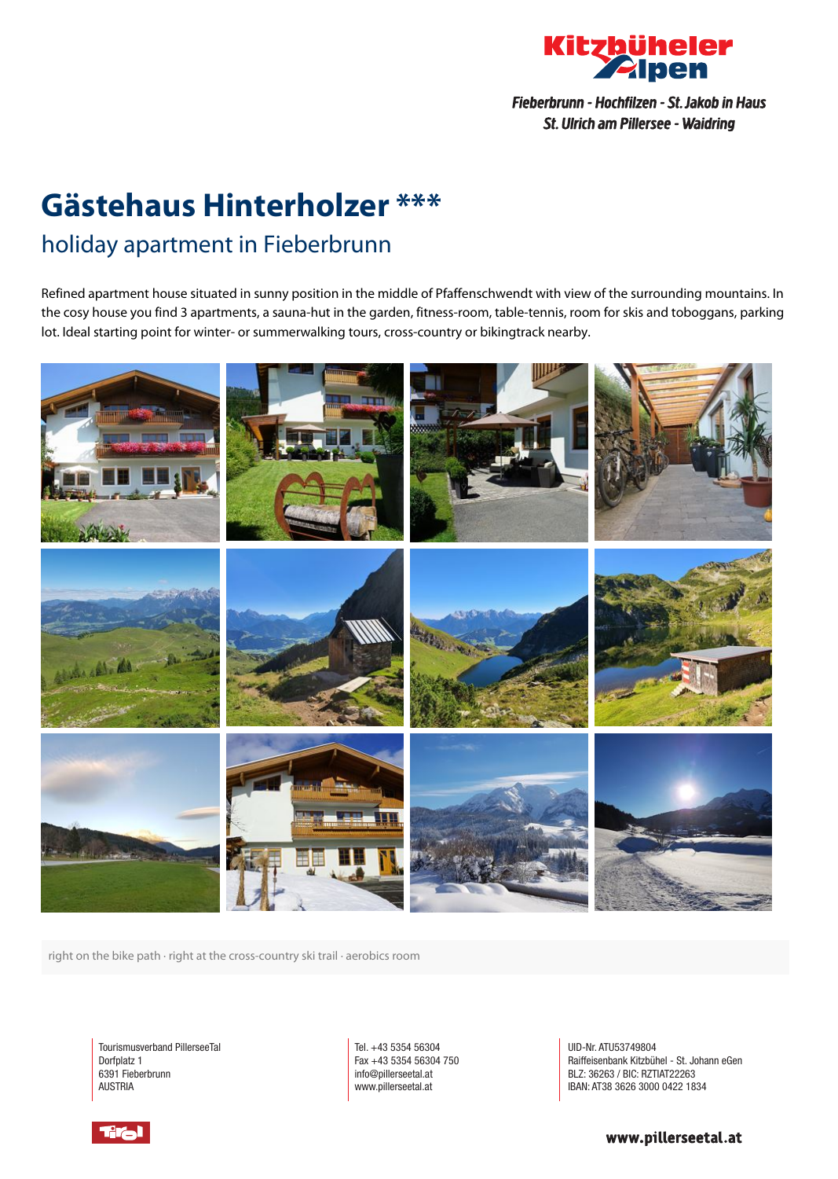Fieberbrunn - Hochfilzen - St. Jakob in Haus
St. Ulrich am Pillersee - Waidring

# Gästehaus Hinterholzer ***

## holiday apartment in Fieberbrunn

Refined apartment house situated in sunny position in the middle of Pfaffenschwendt with view of the surrounding mountains. In the cosy house you find 3 apartments, a sauna-hut in the garden, fitness-room, table-tennis, room for skis and toboggans, parking lot. Ideal starting point for winter- or summerwalking tours, cross-country or bikingtrack nearby.

right on the bike path · right at the cross-country ski trail · aerobics room

Tourismusverband PillerseeTal
Dorfplatz 1
6391 Fieberbrunn
AUSTRIA

Tel. +43 5354 56304
Fax +43 5354 56304 750
info@pillerseetal.at
www.pillerseetal.at

UID-Nr. ATU53749804
Raiffeisenbank Kitzbühel - St. Johann eGen
BLZ: 36263 / BIC: RZTIAT22263
IBAN: AT38 3626 3000 0422 1834

www.pillerseetal.at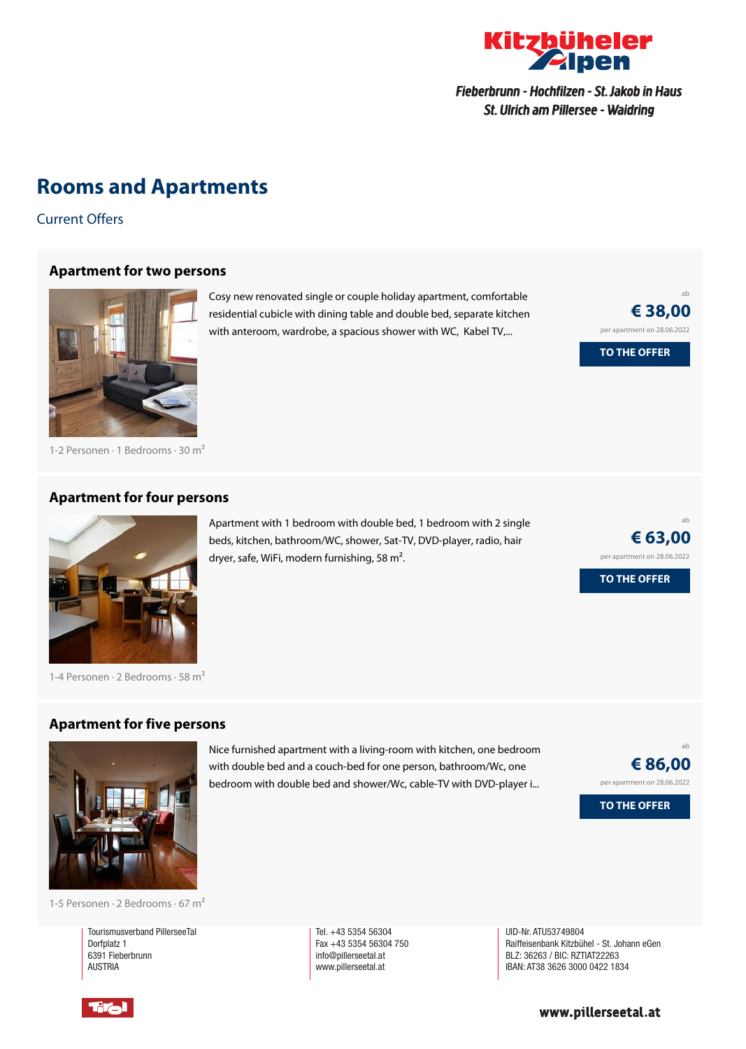Fieberbrunn - Hochfilzen - St. Jakob in Haus
St. Ulrich am Pillersee - Waidring

# Rooms and Apartments

Current Offers

### Apartment for two persons

Cosy new renovated single or couple holiday apartment, comfortable residential cubicle with dining table and double bed, separate kitchen with anteroom, wardrobe, a spacious shower with WC, Kabel TV,...

ab
**€ 38,00**
per apartment on 28.06.2022

**TO THE OFFER**

1-2 Personen · 1 Bedrooms · 30 m²

### Apartment for four persons

Apartment with 1 bedroom with double bed, 1 bedroom with 2 single beds, kitchen, bathroom/WC, shower, Sat-TV, DVD-player, radio, hair dryer, safe, WiFi, modern furnishing, 58 m².

ab
**€ 63,00**
per apartment on 28.06.2022

**TO THE OFFER**

1-4 Personen · 2 Bedrooms · 58 m²

### Apartment for five persons

Nice furnished apartment with a living-room with kitchen, one bedroom with double bed and a couch-bed for one person, bathroom/Wc, one bedroom with double bed and shower/Wc, cable-TV with DVD-player i...

ab
**€ 86,00**
per apartment on 28.06.2022

**TO THE OFFER**

1-5 Personen · 2 Bedrooms · 67 m²

Tourismusverband PillerseeTal
Dorfplatz 1
6391 Fieberbrunn
AUSTRIA

Tel. +43 5354 56304
Fax +43 5354 56304 750
info@pillerseetal.at
www.pillerseetal.at

UID-Nr. ATU53749804
Raiffeisenbank Kitzbühel - St. Johann eGen
BLZ: 36263 / BIC: RZTIAT22263
IBAN: AT38 3626 3000 0422 1834

www.pillerseetal.at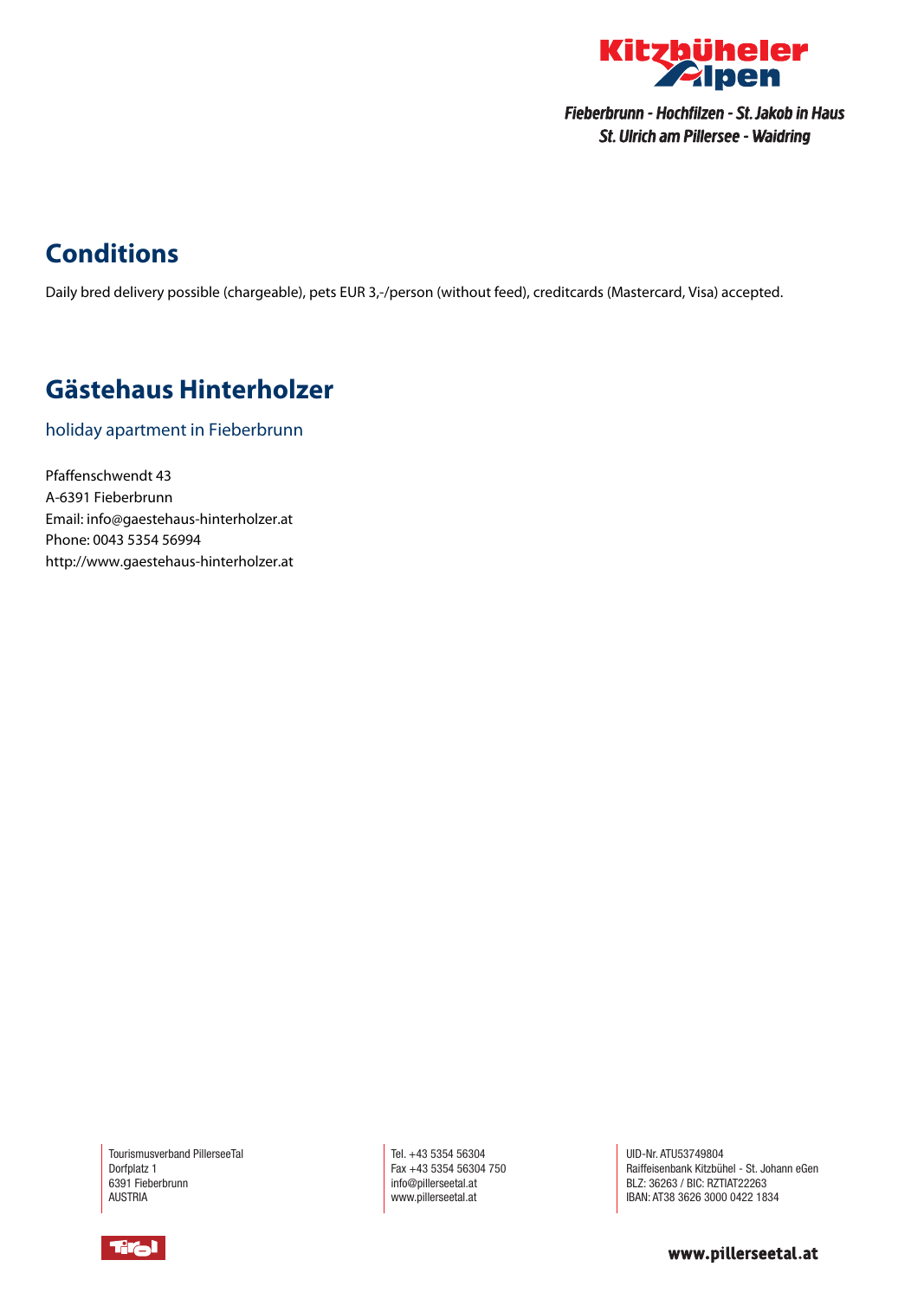## Conditions

Daily bred delivery possible (chargeable), pets EUR 3,-/person (without feed), creditcards (Mastercard, Visa) accepted.

## Gästehaus Hinterholzer

holiday apartment in Fieberbrunn

Pfaffenschwendt 43
A-6391 Fieberbrunn
Email: info@gaestehaus-hinterholzer.at
Phone: 0043 5354 56994
http://www.gaestehaus-hinterholzer.at